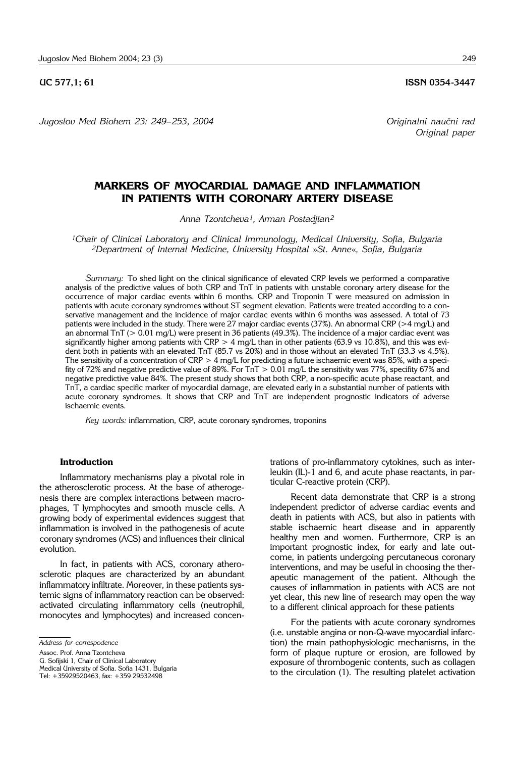UC 577,1; 61

ISSN 0354-3447

*Jugoslov Med Biohem 23: 249–253, 2004*

*Originalni naučni rad*
*Original paper*

# MARKERS OF MYOCARDIAL DAMAGE AND INFLAMMATION IN PATIENTS WITH CORONARY ARTERY DISEASE

*Anna Tzontcheva[1], Arman Postadjian[2]*

*[1]Chair of Clinical Laboratory and Clinical Immunology, Medical University, Sofia, Bulgaria*
*[2]Department of Internal Medicine, University Hospital »St. Anne«, Sofia, Bulgaria*

*Summary:* To shed light on the clinical significance of elevated CRP levels we performed a comparative analysis of the predictive values of both CRP and TnT in patients with unstable coronary artery disease for the occurrence of major cardiac events within 6 months. CRP and Troponin T were measured on admission in patients with acute coronary syndromes without ST segment elevation. Patients were treated according to a conservative management and the incidence of major cardiac events within 6 months was assessed. A total of 73 patients were included in the study. There were 27 major cardiac events (37%). An abnormal CRP (>4 mg/L) and an abnormal TnT (> 0.01 mg/L) were present in 36 patients (49.3%). The incidence of a major cardiac event was significantly higher among patients with CRP > 4 mg/L than in other patients (63.9 vs 10.8%), and this was evident both in patients with an elevated TnT (85.7 vs 20%) and in those without an elevated TnT (33.3 vs 4.5%). The sensitivity of a concentration of CRP > 4 mg/L for predicting a future ischaemic event was 85%, with a specifity of 72% and negative predictive value of 89%. For TnT > 0.01 mg/L the sensitivity was 77%, specifity 67% and negative predictive value 84%. The present study shows that both CRP, a non-specific acute phase reactant, and TnT, a cardiac specific marker of myocardial damage, are elevated early in a substantial number of patients with acute coronary syndromes. It shows that CRP and TnT are independent prognostic indicators of adverse ischaemic events.

*Key words:* inflammation, CRP, acute coronary syndromes, troponins

## Introduction

Inflammatory mechanisms play a pivotal role in the atherosclerotic process. At the base of atherogenesis there are complex interactions between macrophages, T lymphocytes and smooth muscle cells. A growing body of experimental evidences suggest that inflammation is involved in the pathogenesis of acute coronary syndromes (ACS) and influences their clinical evolution.

In fact, in patients with ACS, coronary atherosclerotic plaques are characterized by an abundant inflammatory infiltrate. Moreover, in these patients systemic signs of inflammatory reaction can be observed: activated circulating inflammatory cells (neutrophil, monocytes and lymphocytes) and increased concentrations of pro-inflammatory cytokines, such as interleukin (IL)-1 and 6, and acute phase reactants, in particular C-reactive protein (CRP).

Recent data demonstrate that CRP is a strong independent predictor of adverse cardiac events and death in patients with ACS, but also in patients with stable ischaemic heart disease and in apparently healthy men and women. Furthermore, CRP is an important prognostic index, for early and late outcome, in patients undergoing percutaneous coronary interventions, and may be useful in choosing the therapeutic management of the patient. Although the causes of inflammation in patients with ACS are not yet clear, this new line of research may open the way to a different clinical approach for these patients

For the patients with acute coronary syndromes (i.e. unstable angina or non-Q-wave myocardial infarction) the main pathophysiologic mechanisms, in the form of plaque rupture or erosion, are followed by exposure of thrombogenic contents, such as collagen to the circulation (1). The resulting platelet activation

*Address for correspodence*

Assoc. Prof. Anna Tzontcheva
G. Sofijski 1, Chair of Clinical Laboratory
Medical University of Sofia. Sofia 1431, Bulgaria
Tel: +35929520463, fax: +359 29532498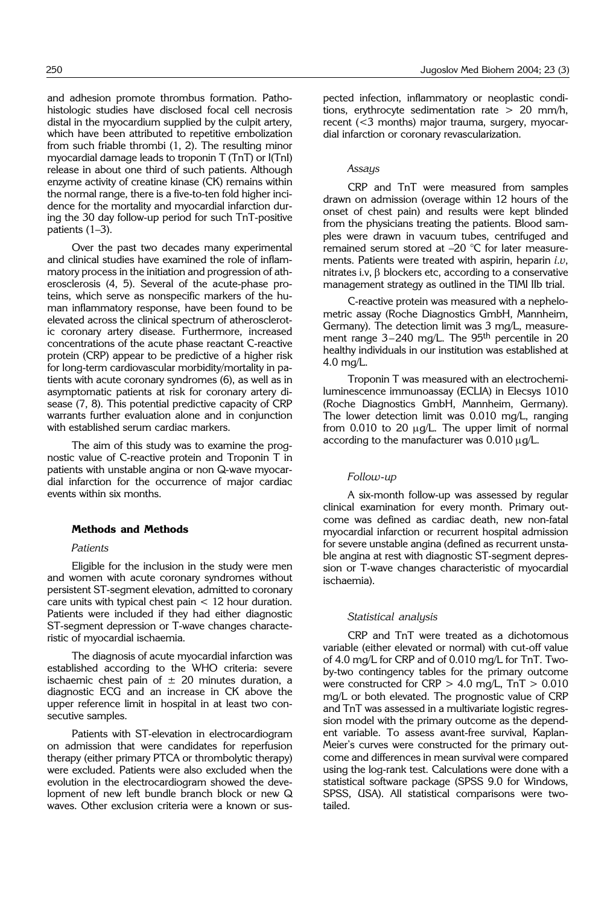and adhesion promote thrombus formation. Pathohistologic studies have disclosed focal cell necrosis distal in the myocardium supplied by the culpit artery, which have been attributed to repetitive embolization from such friable thrombi (1, 2). The resulting minor myocardial damage leads to troponin T (TnT) or I(TnI) release in about one third of such patients. Although enzyme activity of creatine kinase (CK) remains within the normal range, there is a five-to-ten fold higher incidence for the mortality and myocardial infarction during the 30 day follow-up period for such TnT-positive patients (1–3).

Over the past two decades many experimental and clinical studies have examined the role of inflammatory process in the initiation and progression of atherosclerosis (4, 5). Several of the acute-phase proteins, which serve as nonspecific markers of the human inflammatory response, have been found to be elevated across the clinical spectrum of atherosclerotic coronary artery disease. Furthermore, increased concentrations of the acute phase reactant C-reactive protein (CRP) appear to be predictive of a higher risk for long-term cardiovascular morbidity/mortality in patients with acute coronary syndromes (6), as well as in asymptomatic patients at risk for coronary artery disease (7, 8). This potential predictive capacity of CRP warrants further evaluation alone and in conjunction with established serum cardiac markers.

The aim of this study was to examine the prognostic value of C-reactive protein and Troponin T in patients with unstable angina or non Q-wave myocardial infarction for the occurrence of major cardiac events within six months.

## Methods and Methods

### *Patients*

Eligible for the inclusion in the study were men and women with acute coronary syndromes without persistent ST-segment elevation, admitted to coronary care units with typical chest pain < 12 hour duration. Patients were included if they had either diagnostic ST-segment depression or T-wave changes characteristic of myocardial ischaemia.

The diagnosis of acute myocardial infarction was established according to the WHO criteria: severe ischaemic chest pain of ± 20 minutes duration, a diagnostic ECG and an increase in CK above the upper reference limit in hospital in at least two consecutive samples.

Patients with ST-elevation in electrocardiogram on admission that were candidates for reperfusion therapy (either primary PTCA or thrombolytic therapy) were excluded. Patients were also excluded when the evolution in the electrocardiogram showed the development of new left bundle branch block or new Q waves. Other exclusion criteria were a known or suspected infection, inflammatory or neoplastic conditions, erythrocyte sedimentation rate > 20 mm/h, recent (<3 months) major trauma, surgery, myocardial infarction or coronary revascularization.

### *Assays*

CRP and TnT were measured from samples drawn on admission (overage within 12 hours of the onset of chest pain) and results were kept blinded from the physicians treating the patients. Blood samples were drawn in vacuum tubes, centrifuged and remained serum stored at –20 °C for later measurements. Patients were treated with aspirin, heparin *i.v*, nitrates i.v, β blockers etc, according to a conservative management strategy as outlined in the TIMI IIb trial.

C-reactive protein was measured with a nephelometric assay (Roche Diagnostics GmbH, Mannheim, Germany). The detection limit was 3 mg/L, measurement range 3–240 mg/L. The 95$^{th}$ percentile in 20 healthy individuals in our institution was established at 4.0 mg/L.

Troponin T was measured with an electrochemiluminescence immunoassay (ECLIA) in Elecsys 1010 (Roche Diagnostics GmbH, Mannheim, Germany). The lower detection limit was 0.010 mg/L, ranging from 0.010 to 20 μg/L. The upper limit of normal according to the manufacturer was 0.010 μg/L.

### *Follow-up*

A six-month follow-up was assessed by regular clinical examination for every month. Primary outcome was defined as cardiac death, new non-fatal myocardial infarction or recurrent hospital admission for severe unstable angina (defined as recurrent unstable angina at rest with diagnostic ST-segment depression or T-wave changes characteristic of myocardial ischaemia).

### *Statistical analysis*

CRP and TnT were treated as a dichotomous variable (either elevated or normal) with cut-off value of 4.0 mg/L for CRP and of 0.010 mg/L for TnT. Two-by-two contingency tables for the primary outcome were constructed for CRP > 4.0 mg/L, TnT > 0.010 mg/L or both elevated. The prognostic value of CRP and TnT was assessed in a multivariate logistic regression model with the primary outcome as the dependent variable. To assess avant-free survival, Kaplan-Meier's curves were constructed for the primary outcome and differences in mean survival were compared using the log-rank test. Calculations were done with a statistical software package (SPSS 9.0 for Windows, SPSS, USA). All statistical comparisons were two-tailed.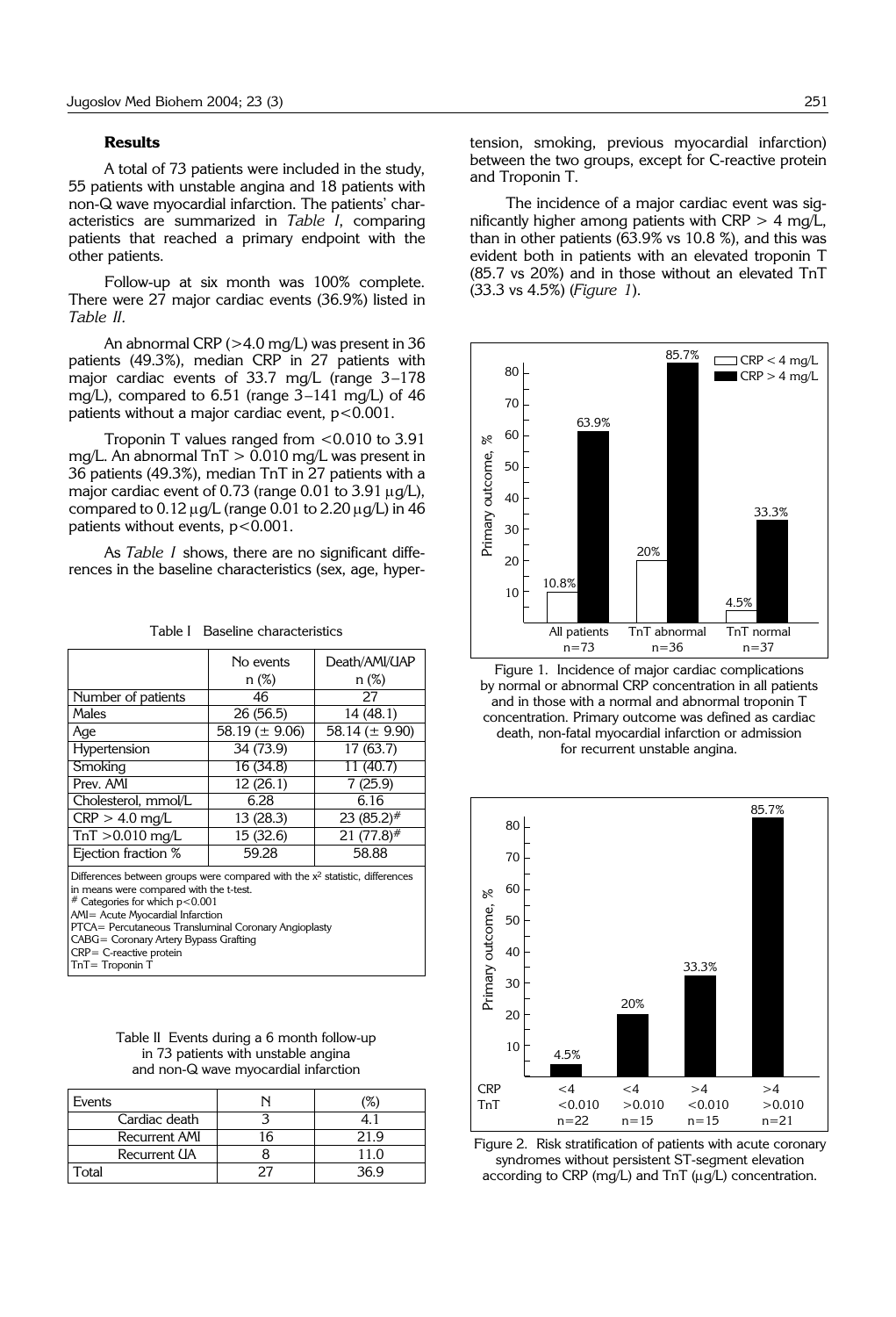### Results

A total of 73 patients were included in the study, 55 patients with unstable angina and 18 patients with non-Q wave myocardial infarction. The patients' characteristics are summarized in *Table I*, comparing patients that reached a primary endpoint with the other patients.

Follow-up at six month was 100% complete. There were 27 major cardiac events (36.9%) listed in *Table II*.

An abnormal CRP (>4.0 mg/L) was present in 36 patients (49.3%), median CRP in 27 patients with major cardiac events of 33.7 mg/L (range 3–178 mg/L), compared to 6.51 (range 3–141 mg/L) of 46 patients without a major cardiac event, $p<0.001$.

Troponin T values ranged from <0.010 to 3.91 mg/L. An abnormal TnT > 0.010 mg/L was present in 36 patients (49.3%), median TnT in 27 patients with a major cardiac event of 0.73 (range 0.01 to 3.91 μg/L), compared to 0.12 μg/L (range 0.01 to 2.20 μg/L) in 46 patients without events, $p<0.001$.

As *Table I* shows, there are no significant differences in the baseline characteristics (sex, age, hypertension, smoking, previous myocardial infarction) between the two groups, except for C-reactive protein and Troponin T.

The incidence of a major cardiac event was significantly higher among patients with CRP > 4 mg/L, than in other patients (63.9% vs 10.8 %), and this was evident both in patients with an elevated troponin T (85.7 vs 20%) and in those without an elevated TnT (33.3 vs 4.5%) (*Figure 1*).

Table I Baseline characteristics

| | No events n (%) | Death/AMI/UAP n (%) |
|---|---|---|
| Number of patients | 46 | 27 |
| Males | 26 (56.5) | 14 (48.1) |
| Age | 58.19 (± 9.06) | 58.14 (± 9.90) |
| Hypertension | 34 (73.9) | 17 (63.7) |
| Smoking | 16 (34.8) | 11 (40.7) |
| Prev. AMI | 12 (26.1) | 7 (25.9) |
| Cholesterol, mmol/L | 6.28 | 6.16 |
| CRP > 4.0 mg/L | 13 (28.3) | 23 (85.2)# |
| TnT >0.010 mg/L | 15 (32.6) | 21 (77.8)# |
| Ejection fraction % | 59.28 | 58.88 |

Differences between groups were compared with the $x^2$ statistic, differences in means were compared with the t-test.
\# Categories for which $p<0.001$
AMI= Acute Myocardial Infarction
PTCA= Percutaneous Transluminal Coronary Angioplasty
CABG= Coronary Artery Bypass Grafting
CRP= C-reactive protein
TnT= Troponin T

Table II Events during a 6 month follow-up in 73 patients with unstable angina and non-Q wave myocardial infarction

| Events | N | (%) |
|---|---|---|
| Cardiac death | 3 | 4.1 |
| Recurrent AMI | 16 | 21.9 |
| Recurrent UA | 8 | 11.0 |
| Total | 27 | 36.9 |

Figure 1. Incidence of major cardiac complications by normal or abnormal CRP concentration in all patients and in those with a normal and abnormal troponin T concentration. Primary outcome was defined as cardiac death, non-fatal myocardial infarction or admission for recurrent unstable angina.

Figure 2. Risk stratification of patients with acute coronary syndromes without persistent ST-segment elevation according to CRP (mg/L) and TnT (μg/L) concentration.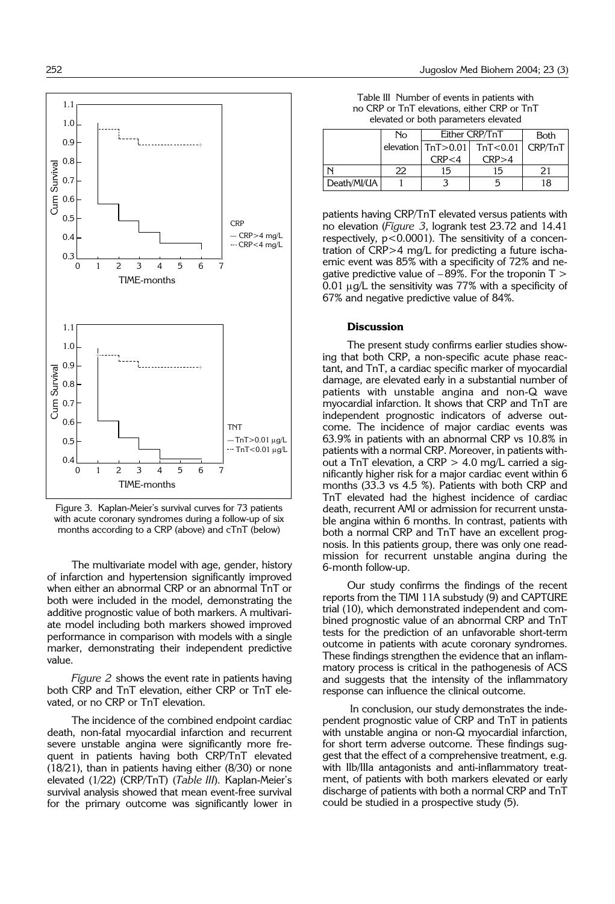Figure 3. Kaplan-Meier's survival curves for 73 patients with acute coronary syndromes during a follow-up of six months according to a CRP (above) and cTnT (below)

The multivariate model with age, gender, history of infarction and hypertension significantly improved when either an abnormal CRP or an abnormal TnT or both were included in the model, demonstrating the additive prognostic value of both markers. A multivariate model including both markers showed improved performance in comparison with models with a single marker, demonstrating their independent predictive value.

*Figure 2* shows the event rate in patients having both CRP and TnT elevation, either CRP or TnT elevated, or no CRP or TnT elevation.

The incidence of the combined endpoint cardiac death, non-fatal myocardial infarction and recurrent severe unstable angina were significantly more frequent in patients having both CRP/TnT elevated (18/21), than in patients having either (8/30) or none elevated (1/22) (CRP/TnT) (*Table III*). Kaplan-Meier's survival analysis showed that mean event-free survival for the primary outcome was significantly lower in patients having CRP/TnT elevated versus patients with no elevation (*Figure 3*, logrank test 23.72 and 14.41 respectively, $p<0.0001$). The sensitivity of a concentration of CRP>4 mg/L for predicting a future ischaemic event was 85% with a specificity of 72% and negative predictive value of – 89%. For the troponin T > 0.01 μg/L the sensitivity was 77% with a specificity of 67% and negative predictive value of 84%.

Table III Number of events in patients with no CRP or TnT elevations, either CRP or TnT elevated or both parameters elevated

| | No elevation | Either CRP/TnT | | Both CRP/TnT |
|---|---|---|---|---|
| | | TnT>0.01 CRP<4 | TnT<0.01 CRP>4 | |
| N | 22 | 15 | 15 | 21 |
| Death/MI/UA | 1 | 3 | 5 | 18 |

## Discussion

The present study confirms earlier studies showing that both CRP, a non-specific acute phase reactant, and TnT, a cardiac specific marker of myocardial damage, are elevated early in a substantial number of patients with unstable angina and non-Q wave myocardial infarction. It shows that CRP and TnT are independent prognostic indicators of adverse outcome. The incidence of major cardiac events was 63.9% in patients with an abnormal CRP vs 10.8% in patients with a normal CRP. Moreover, in patients without a TnT elevation, a CRP > 4.0 mg/L carried a significantly higher risk for a major cardiac event within 6 months (33.3 vs 4.5 %). Patients with both CRP and TnT elevated had the highest incidence of cardiac death, recurrent AMI or admission for recurrent unstable angina within 6 months. In contrast, patients with both a normal CRP and TnT have an excellent prognosis. In this patients group, there was only one readmission for recurrent unstable angina during the 6-month follow-up.

Our study confirms the findings of the recent reports from the TIMI 11A substudy (9) and CAPTURE trial (10), which demonstrated independent and combined prognostic value of an abnormal CRP and TnT tests for the prediction of an unfavorable short-term outcome in patients with acute coronary syndromes. These findings strengthen the evidence that an inflammatory process is critical in the pathogenesis of ACS and suggests that the intensity of the inflammatory response can influence the clinical outcome.

In conclusion, our study demonstrates the independent prognostic value of CRP and TnT in patients with unstable angina or non-Q myocardial infarction, for short term adverse outcome. These findings suggest that the effect of a comprehensive treatment, e.g. with IIb/IIIa antagonists and anti-inflammatory treatment, of patients with both markers elevated or early discharge of patients with both a normal CRP and TnT could be studied in a prospective study (5).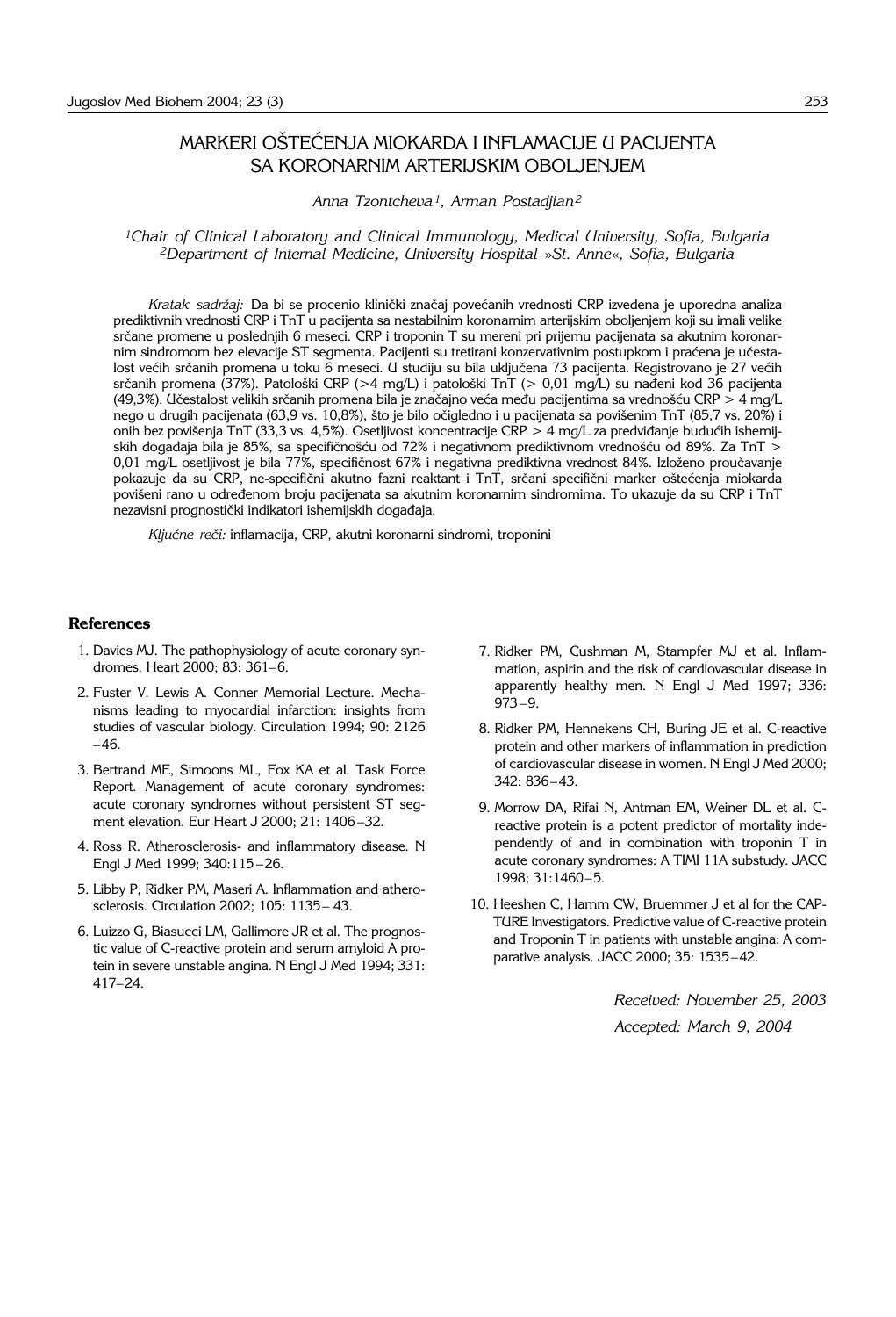# MARKERI OŠTEĆENJA MIOKARDA I INFLAMACIJE U PACIJENTA SA KORONARNIM ARTERIJSKIM OBOLJENJEM

*Anna Tzontcheva[1], Arman Postadjian[2]*

*[1]Chair of Clinical Laboratory and Clinical Immunology, Medical University, Sofia, Bulgaria*
*[2]Department of Internal Medicine, University Hospital »St. Anne«, Sofia, Bulgaria*

*Kratak sadržaj:* Da bi se procenio klinički značaj povećanih vrednosti CRP izvedena je uporedna analiza prediktivnih vrednosti CRP i TnT u pacijenta sa nestabilnim koronarnim arterijskim oboljenjem koji su imali velike srčane promene u poslednjih 6 meseci. CRP i troponin T su mereni pri prijemu pacijenata sa akutnim koronarnim sindromom bez elevacije ST segmenta. Pacijenti su tretirani konzervativnim postupkom i praćena je učestalost većih srčanih promena u toku 6 meseci. U studiju su bila uključena 73 pacijenta. Registrovano je 27 većih srčanih promena (37%). Patološki CRP (>4 mg/L) i patološki TnT (> 0,01 mg/L) su nađeni kod 36 pacijenta (49,3%). Učestalost velikih srčanih promena bila je značajno veća među pacijentima sa vrednošću CRP > 4 mg/L nego u drugih pacijenata (63,9 vs. 10,8%), što je bilo očigledno i u pacijenata sa povišenim TnT (85,7 vs. 20%) i onih bez povišenja TnT (33,3 vs. 4,5%). Osetljivost koncentracije CRP > 4 mg/L za predviđanje budućih ishemijskih događaja bila je 85%, sa specifičnošću od 72% i negativnom prediktivnom vrednošću od 89%. Za TnT > 0,01 mg/L osetljivost je bila 77%, specifičnost 67% i negativna prediktivna vrednost 84%. Izloženo proučavanje pokazuje da su CRP, ne-specifični akutno fazni reaktant i TnT, srčani specifični marker oštećenja miokarda povišeni rano u određenom broju pacijenata sa akutnim koronarnim sindromima. To ukazuje da su CRP i TnT nezavisni prognostički indikatori ishemijskih događaja.

*Ključne reči:* inflamacija, CRP, akutni koronarni sindromi, troponini

## References

1. Davies MJ. The pathophysiology of acute coronary syndromes. Heart 2000; 83: 361–6.
2. Fuster V. Lewis A. Conner Memorial Lecture. Mechanisms leading to myocardial infarction: insights from studies of vascular biology. Circulation 1994; 90: 2126–46.
3. Bertrand ME, Simoons ML, Fox KA et al. Task Force Report. Management of acute coronary syndromes: acute coronary syndromes without persistent ST segment elevation. Eur Heart J 2000; 21: 1406–32.
4. Ross R. Atherosclerosis- and inflammatory disease. N Engl J Med 1999; 340:115–26.
5. Libby P, Ridker PM, Maseri A. Inflammation and atherosclerosis. Circulation 2002; 105: 1135–43.
6. Luizzo G, Biasucci LM, Gallimore JR et al. The prognostic value of C-reactive protein and serum amyloid A protein in severe unstable angina. N Engl J Med 1994; 331: 417–24.
7. Ridker PM, Cushman M, Stampfer MJ et al. Inflammation, aspirin and the risk of cardiovascular disease in apparently healthy men. N Engl J Med 1997; 336: 973–9.
8. Ridker PM, Hennekens CH, Buring JE et al. C-reactive protein and other markers of inflammation in prediction of cardiovascular disease in women. N Engl J Med 2000; 342: 836–43.
9. Morrow DA, Rifai N, Antman EM, Weiner DL et al. C-reactive protein is a potent predictor of mortality independently of and in combination with troponin T in acute coronary syndromes: A TIMI 11A substudy. JACC 1998; 31:1460–5.
10. Heeshen C, Hamm CW, Bruemmer J et al for the CAPTURE Investigators. Predictive value of C-reactive protein and Troponin T in patients with unstable angina: A comparative analysis. JACC 2000; 35: 1535–42.

*Received: November 25, 2003*
*Accepted: March 9, 2004*